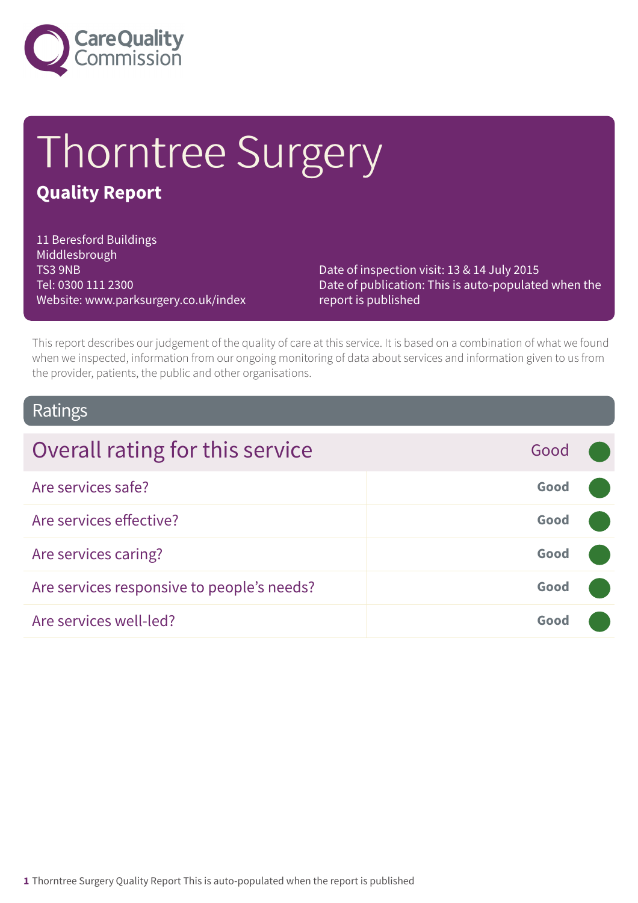Care Quality Commission

# Thorntree Surgery

## Quality Report

11 Beresford Buildings
Middlesbrough
TS3 9NB
Tel: 0300 111 2300
Website: www.parksurgery.co.uk/index

Date of inspection visit: 13 & 14 July 2015
Date of publication: This is auto-populated when the report is published

This report describes our judgement of the quality of care at this service. It is based on a combination of what we found when we inspected, information from our ongoing monitoring of data about services and information given to us from the provider, patients, the public and other organisations.

## Ratings

| Overall rating for this service | Good |
| --- | --- |
| Are services safe? | Good |
| Are services effective? | Good |
| Are services caring? | Good |
| Are services responsive to people's needs? | Good |
| Are services well-led? | Good |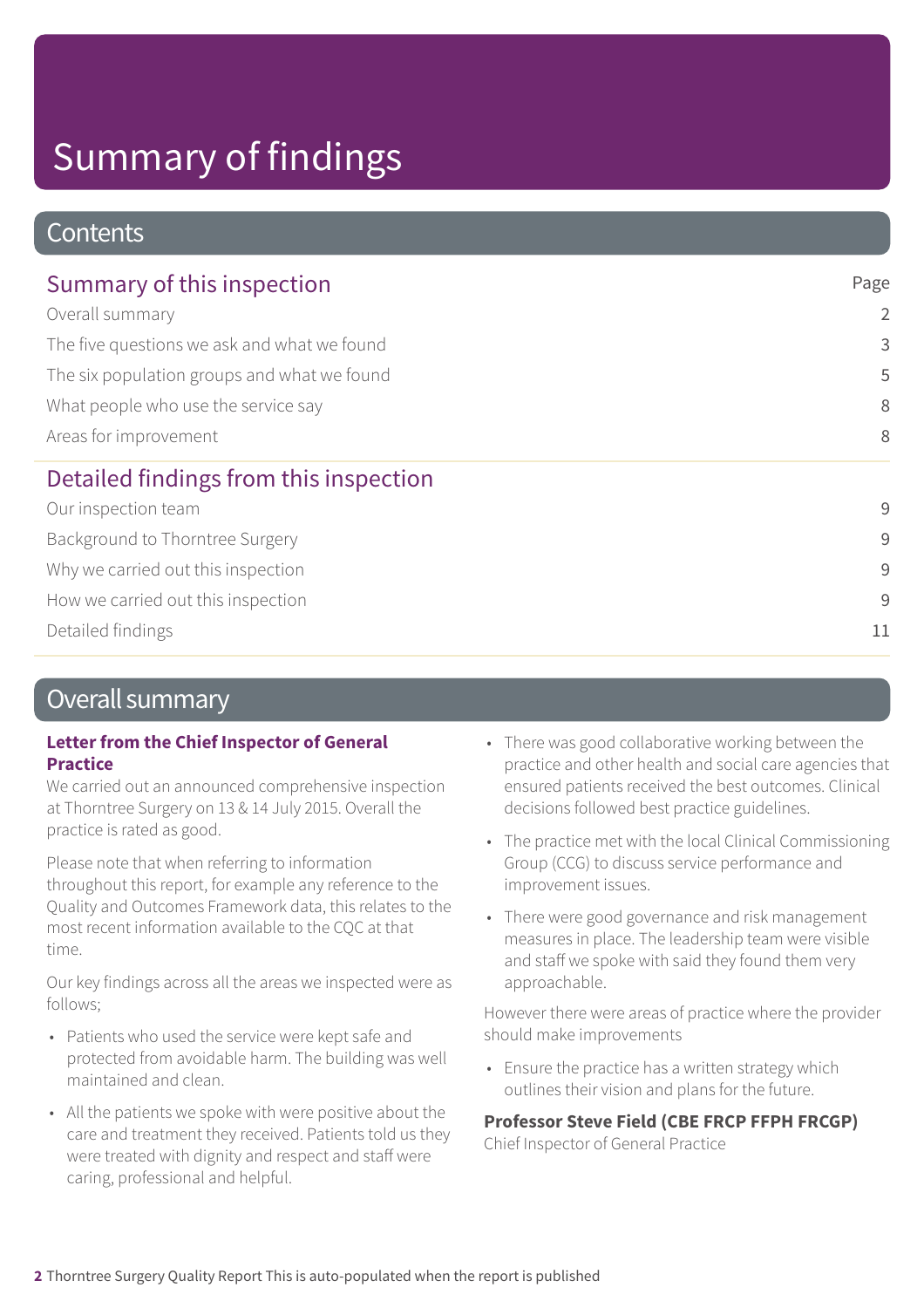# Summary of findings

## Contents

### Summary of this inspection

| | Page |
|---|---|
| Overall summary | 2 |
| The five questions we ask and what we found | 3 |
| The six population groups and what we found | 5 |
| What people who use the service say | 8 |
| Areas for improvement | 8 |

### Detailed findings from this inspection

| | |
|---|---|
| Our inspection team | 9 |
| Background to Thorntree Surgery | 9 |
| Why we carried out this inspection | 9 |
| How we carried out this inspection | 9 |
| Detailed findings | 11 |

## Overall summary

**Letter from the Chief Inspector of General Practice**

We carried out an announced comprehensive inspection at Thorntree Surgery on 13 & 14 July 2015. Overall the practice is rated as good.

Please note that when referring to information throughout this report, for example any reference to the Quality and Outcomes Framework data, this relates to the most recent information available to the CQC at that time.

Our key findings across all the areas we inspected were as follows;

- Patients who used the service were kept safe and protected from avoidable harm. The building was well maintained and clean.
- All the patients we spoke with were positive about the care and treatment they received. Patients told us they were treated with dignity and respect and staff were caring, professional and helpful.
- There was good collaborative working between the practice and other health and social care agencies that ensured patients received the best outcomes. Clinical decisions followed best practice guidelines.
- The practice met with the local Clinical Commissioning Group (CCG) to discuss service performance and improvement issues.
- There were good governance and risk management measures in place. The leadership team were visible and staff we spoke with said they found them very approachable.

However there were areas of practice where the provider should make improvements

- Ensure the practice has a written strategy which outlines their vision and plans for the future.

**Professor Steve Field (CBE FRCP FFPH FRCGP)**
Chief Inspector of General Practice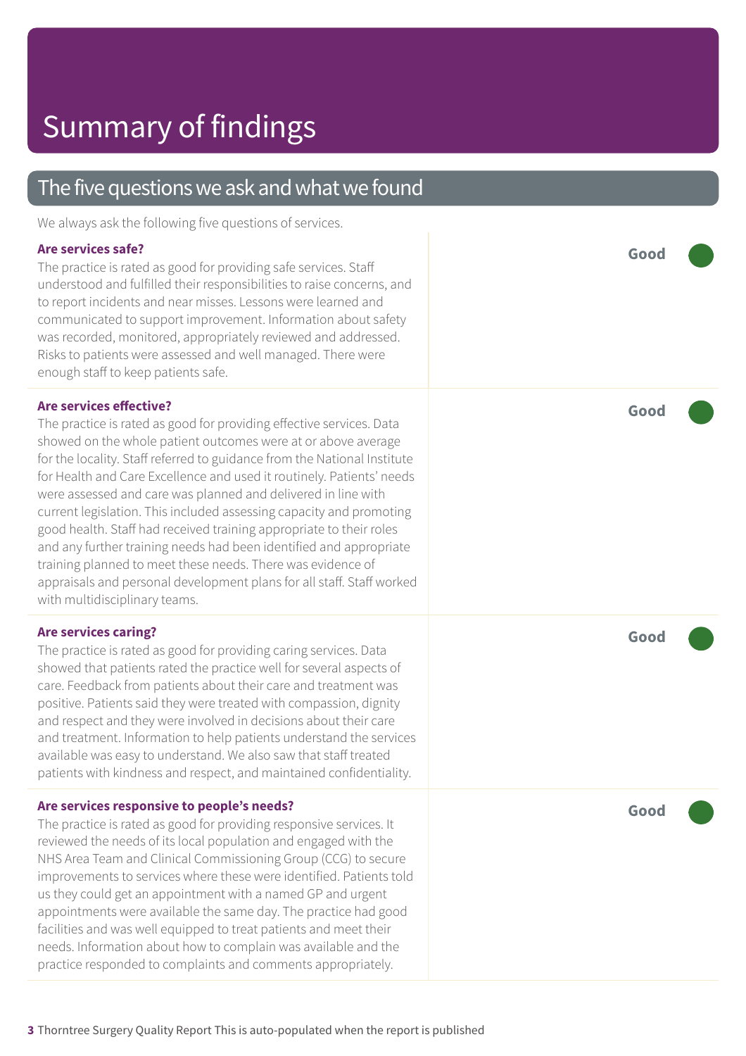# Summary of findings

## The five questions we ask and what we found

We always ask the following five questions of services.

### Are services safe?

**Good**

The practice is rated as good for providing safe services. Staff understood and fulfilled their responsibilities to raise concerns, and to report incidents and near misses. Lessons were learned and communicated to support improvement. Information about safety was recorded, monitored, appropriately reviewed and addressed. Risks to patients were assessed and well managed. There were enough staff to keep patients safe.

### Are services effective?

**Good**

The practice is rated as good for providing effective services. Data showed on the whole patient outcomes were at or above average for the locality. Staff referred to guidance from the National Institute for Health and Care Excellence and used it routinely. Patients' needs were assessed and care was planned and delivered in line with current legislation. This included assessing capacity and promoting good health. Staff had received training appropriate to their roles and any further training needs had been identified and appropriate training planned to meet these needs. There was evidence of appraisals and personal development plans for all staff. Staff worked with multidisciplinary teams.

### Are services caring?

**Good**

The practice is rated as good for providing caring services. Data showed that patients rated the practice well for several aspects of care. Feedback from patients about their care and treatment was positive. Patients said they were treated with compassion, dignity and respect and they were involved in decisions about their care and treatment. Information to help patients understand the services available was easy to understand. We also saw that staff treated patients with kindness and respect, and maintained confidentiality.

### Are services responsive to people's needs?

**Good**

The practice is rated as good for providing responsive services. It reviewed the needs of its local population and engaged with the NHS Area Team and Clinical Commissioning Group (CCG) to secure improvements to services where these were identified. Patients told us they could get an appointment with a named GP and urgent appointments were available the same day. The practice had good facilities and was well equipped to treat patients and meet their needs. Information about how to complain was available and the practice responded to complaints and comments appropriately.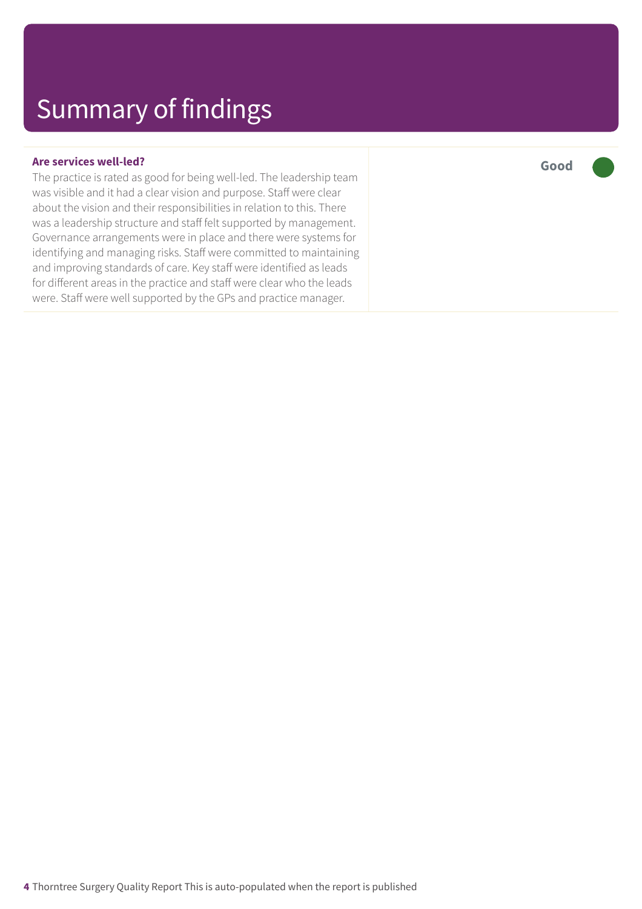# Summary of findings

| **Are services well-led?** | **Good** |
| --- | --- |
| The practice is rated as good for being well-led. The leadership team was visible and it had a clear vision and purpose. Staff were clear about the vision and their responsibilities in relation to this. There was a leadership structure and staff felt supported by management. Governance arrangements were in place and there were systems for identifying and managing risks. Staff were committed to maintaining and improving standards of care. Key staff were identified as leads for different areas in the practice and staff were clear who the leads were. Staff were well supported by the GPs and practice manager. | |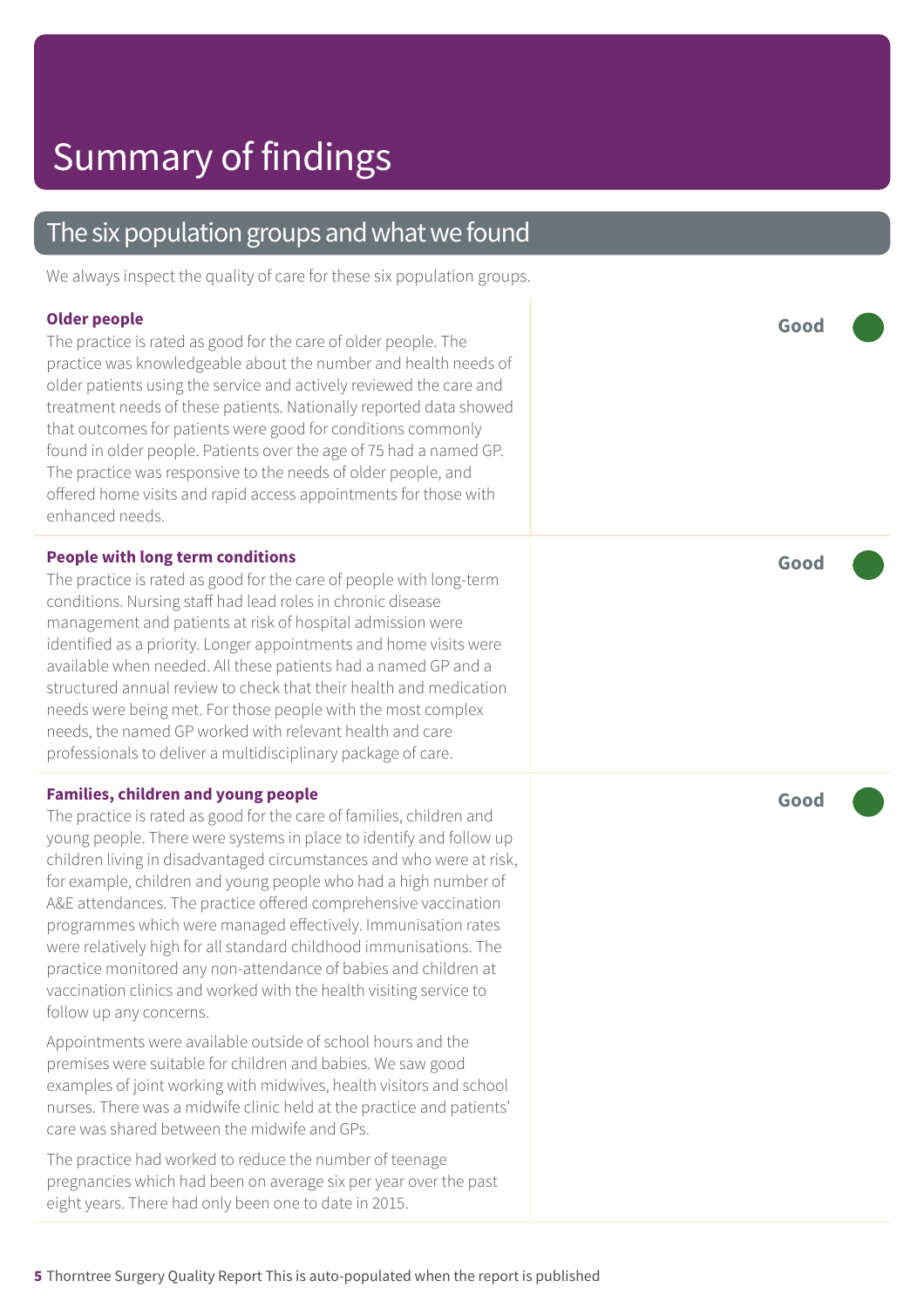# Summary of findings

## The six population groups and what we found

We always inspect the quality of care for these six population groups.

**Older people**

**Good**

The practice is rated as good for the care of older people. The practice was knowledgeable about the number and health needs of older patients using the service and actively reviewed the care and treatment needs of these patients. Nationally reported data showed that outcomes for patients were good for conditions commonly found in older people. Patients over the age of 75 had a named GP. The practice was responsive to the needs of older people, and offered home visits and rapid access appointments for those with enhanced needs.

**People with long term conditions**

**Good**

The practice is rated as good for the care of people with long-term conditions. Nursing staff had lead roles in chronic disease management and patients at risk of hospital admission were identified as a priority. Longer appointments and home visits were available when needed. All these patients had a named GP and a structured annual review to check that their health and medication needs were being met. For those people with the most complex needs, the named GP worked with relevant health and care professionals to deliver a multidisciplinary package of care.

**Families, children and young people**

**Good**

The practice is rated as good for the care of families, children and young people. There were systems in place to identify and follow up children living in disadvantaged circumstances and who were at risk, for example, children and young people who had a high number of A&E attendances. The practice offered comprehensive vaccination programmes which were managed effectively. Immunisation rates were relatively high for all standard childhood immunisations. The practice monitored any non-attendance of babies and children at vaccination clinics and worked with the health visiting service to follow up any concerns.

Appointments were available outside of school hours and the premises were suitable for children and babies. We saw good examples of joint working with midwives, health visitors and school nurses. There was a midwife clinic held at the practice and patients' care was shared between the midwife and GPs.

The practice had worked to reduce the number of teenage pregnancies which had been on average six per year over the past eight years. There had only been one to date in 2015.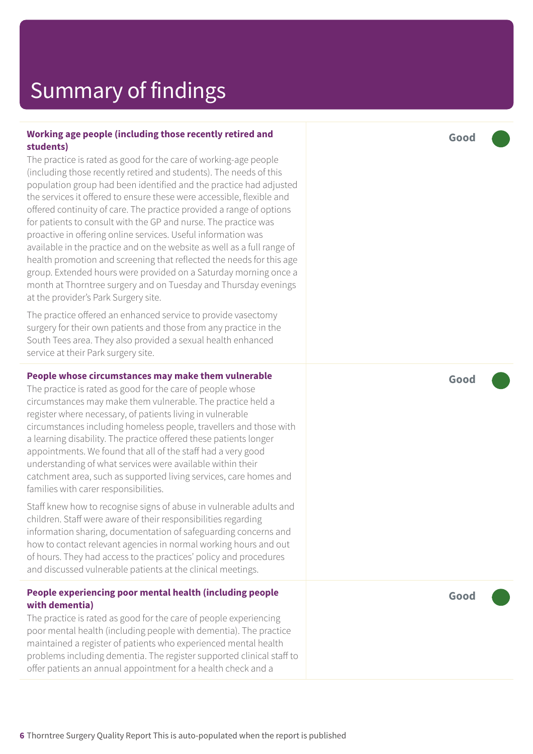# Summary of findings

**Working age people (including those recently retired and students)**

The practice is rated as good for the care of working-age people (including those recently retired and students). The needs of this population group had been identified and the practice had adjusted the services it offered to ensure these were accessible, flexible and offered continuity of care. The practice provided a range of options for patients to consult with the GP and nurse. The practice was proactive in offering online services. Useful information was available in the practice and on the website as well as a full range of health promotion and screening that reflected the needs for this age group. Extended hours were provided on a Saturday morning once a month at Thorntree surgery and on Tuesday and Thursday evenings at the provider's Park Surgery site.

The practice offered an enhanced service to provide vasectomy surgery for their own patients and those from any practice in the South Tees area. They also provided a sexual health enhanced service at their Park surgery site.

**Good**

**People whose circumstances may make them vulnerable**

The practice is rated as good for the care of people whose circumstances may make them vulnerable. The practice held a register where necessary, of patients living in vulnerable circumstances including homeless people, travellers and those with a learning disability. The practice offered these patients longer appointments. We found that all of the staff had a very good understanding of what services were available within their catchment area, such as supported living services, care homes and families with carer responsibilities.

Staff knew how to recognise signs of abuse in vulnerable adults and children. Staff were aware of their responsibilities regarding information sharing, documentation of safeguarding concerns and how to contact relevant agencies in normal working hours and out of hours. They had access to the practices' policy and procedures and discussed vulnerable patients at the clinical meetings.

**Good**

**People experiencing poor mental health (including people with dementia)**

The practice is rated as good for the care of people experiencing poor mental health (including people with dementia). The practice maintained a register of patients who experienced mental health problems including dementia. The register supported clinical staff to offer patients an annual appointment for a health check and a

**Good**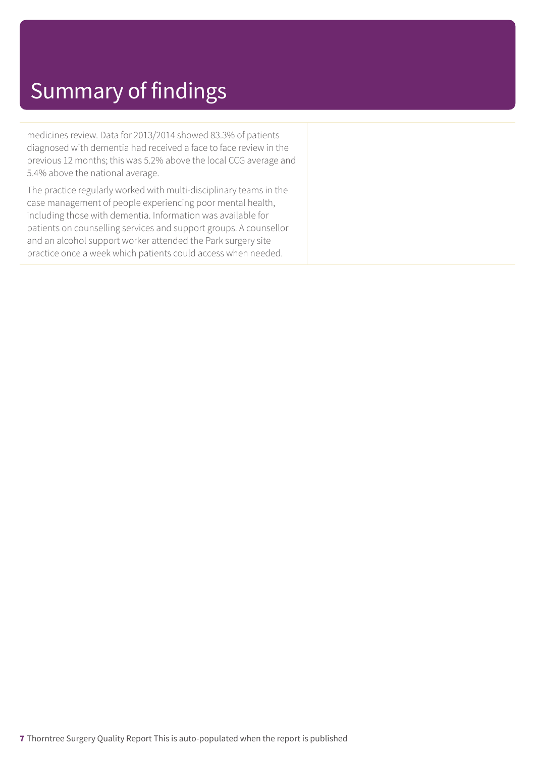# Summary of findings

medicines review. Data for 2013/2014 showed 83.3% of patients diagnosed with dementia had received a face to face review in the previous 12 months; this was 5.2% above the local CCG average and 5.4% above the national average.

The practice regularly worked with multi-disciplinary teams in the case management of people experiencing poor mental health, including those with dementia. Information was available for patients on counselling services and support groups. A counsellor and an alcohol support worker attended the Park surgery site practice once a week which patients could access when needed.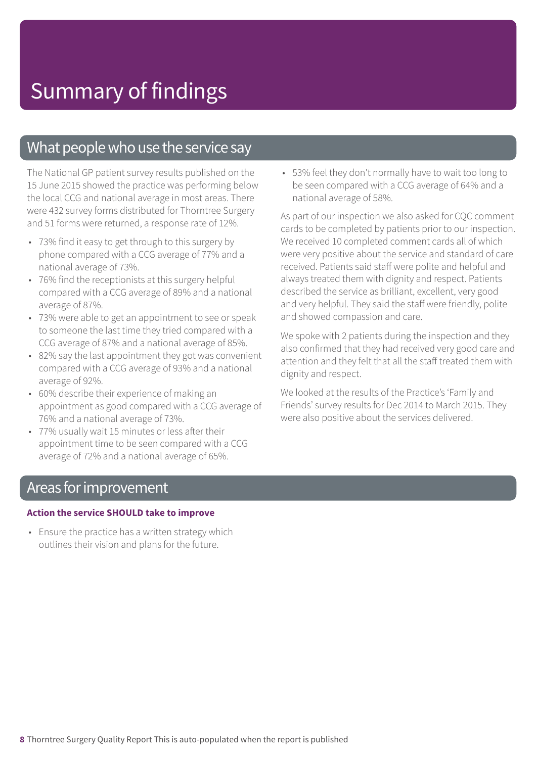# Summary of findings

## What people who use the service say

The National GP patient survey results published on the 15 June 2015 showed the practice was performing below the local CCG and national average in most areas. There were 432 survey forms distributed for Thorntree Surgery and 51 forms were returned, a response rate of 12%.

- 73% find it easy to get through to this surgery by phone compared with a CCG average of 77% and a national average of 73%.
- 76% find the receptionists at this surgery helpful compared with a CCG average of 89% and a national average of 87%.
- 73% were able to get an appointment to see or speak to someone the last time they tried compared with a CCG average of 87% and a national average of 85%.
- 82% say the last appointment they got was convenient compared with a CCG average of 93% and a national average of 92%.
- 60% describe their experience of making an appointment as good compared with a CCG average of 76% and a national average of 73%.
- 77% usually wait 15 minutes or less after their appointment time to be seen compared with a CCG average of 72% and a national average of 65%.
- 53% feel they don't normally have to wait too long to be seen compared with a CCG average of 64% and a national average of 58%.

As part of our inspection we also asked for CQC comment cards to be completed by patients prior to our inspection. We received 10 completed comment cards all of which were very positive about the service and standard of care received. Patients said staff were polite and helpful and always treated them with dignity and respect. Patients described the service as brilliant, excellent, very good and very helpful. They said the staff were friendly, polite and showed compassion and care.

We spoke with 2 patients during the inspection and they also confirmed that they had received very good care and attention and they felt that all the staff treated them with dignity and respect.

We looked at the results of the Practice's 'Family and Friends' survey results for Dec 2014 to March 2015. They were also positive about the services delivered.

## Areas for improvement

**Action the service SHOULD take to improve**

- Ensure the practice has a written strategy which outlines their vision and plans for the future.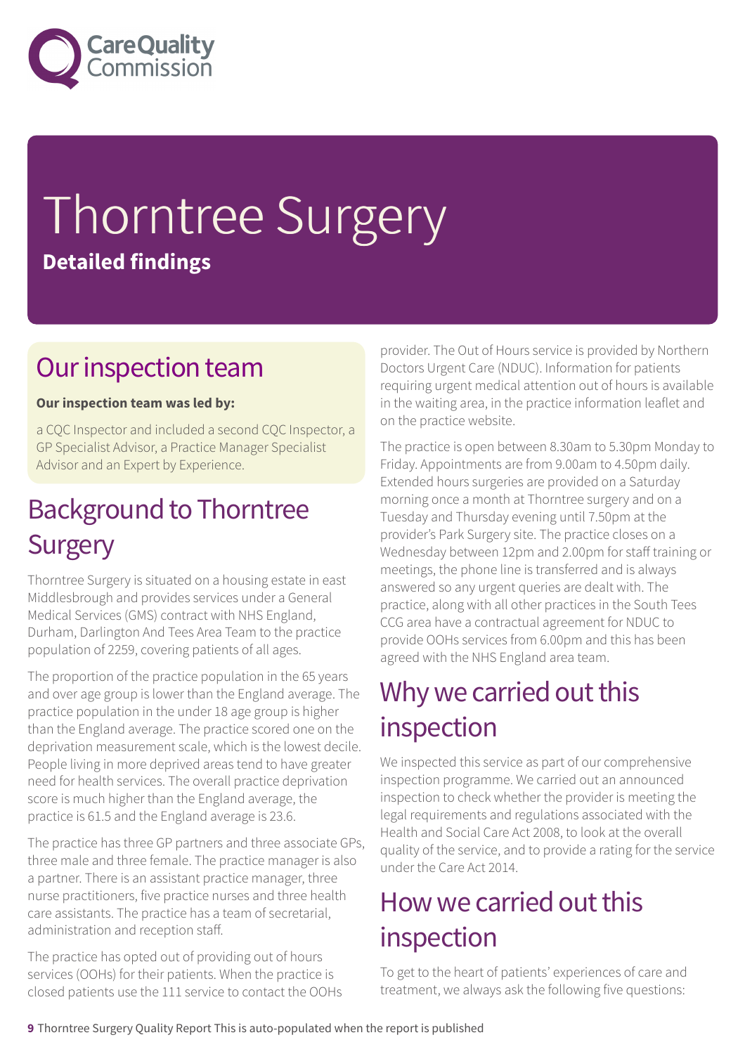# Thorntree Surgery

**Detailed findings**

## Our inspection team

**Our inspection team was led by:**

a CQC Inspector and included a second CQC Inspector, a GP Specialist Advisor, a Practice Manager Specialist Advisor and an Expert by Experience.

## Background to Thorntree Surgery

Thorntree Surgery is situated on a housing estate in east Middlesbrough and provides services under a General Medical Services (GMS) contract with NHS England, Durham, Darlington And Tees Area Team to the practice population of 2259, covering patients of all ages.

The proportion of the practice population in the 65 years and over age group is lower than the England average. The practice population in the under 18 age group is higher than the England average. The practice scored one on the deprivation measurement scale, which is the lowest decile. People living in more deprived areas tend to have greater need for health services. The overall practice deprivation score is much higher than the England average, the practice is 61.5 and the England average is 23.6.

The practice has three GP partners and three associate GPs, three male and three female. The practice manager is also a partner. There is an assistant practice manager, three nurse practitioners, five practice nurses and three health care assistants. The practice has a team of secretarial, administration and reception staff.

The practice has opted out of providing out of hours services (OOHs) for their patients. When the practice is closed patients use the 111 service to contact the OOHs provider. The Out of Hours service is provided by Northern Doctors Urgent Care (NDUC). Information for patients requiring urgent medical attention out of hours is available in the waiting area, in the practice information leaflet and on the practice website.

The practice is open between 8.30am to 5.30pm Monday to Friday. Appointments are from 9.00am to 4.50pm daily. Extended hours surgeries are provided on a Saturday morning once a month at Thorntree surgery and on a Tuesday and Thursday evening until 7.50pm at the provider's Park Surgery site. The practice closes on a Wednesday between 12pm and 2.00pm for staff training or meetings, the phone line is transferred and is always answered so any urgent queries are dealt with. The practice, along with all other practices in the South Tees CCG area have a contractual agreement for NDUC to provide OOHs services from 6.00pm and this has been agreed with the NHS England area team.

## Why we carried out this inspection

We inspected this service as part of our comprehensive inspection programme. We carried out an announced inspection to check whether the provider is meeting the legal requirements and regulations associated with the Health and Social Care Act 2008, to look at the overall quality of the service, and to provide a rating for the service under the Care Act 2014.

## How we carried out this inspection

To get to the heart of patients' experiences of care and treatment, we always ask the following five questions: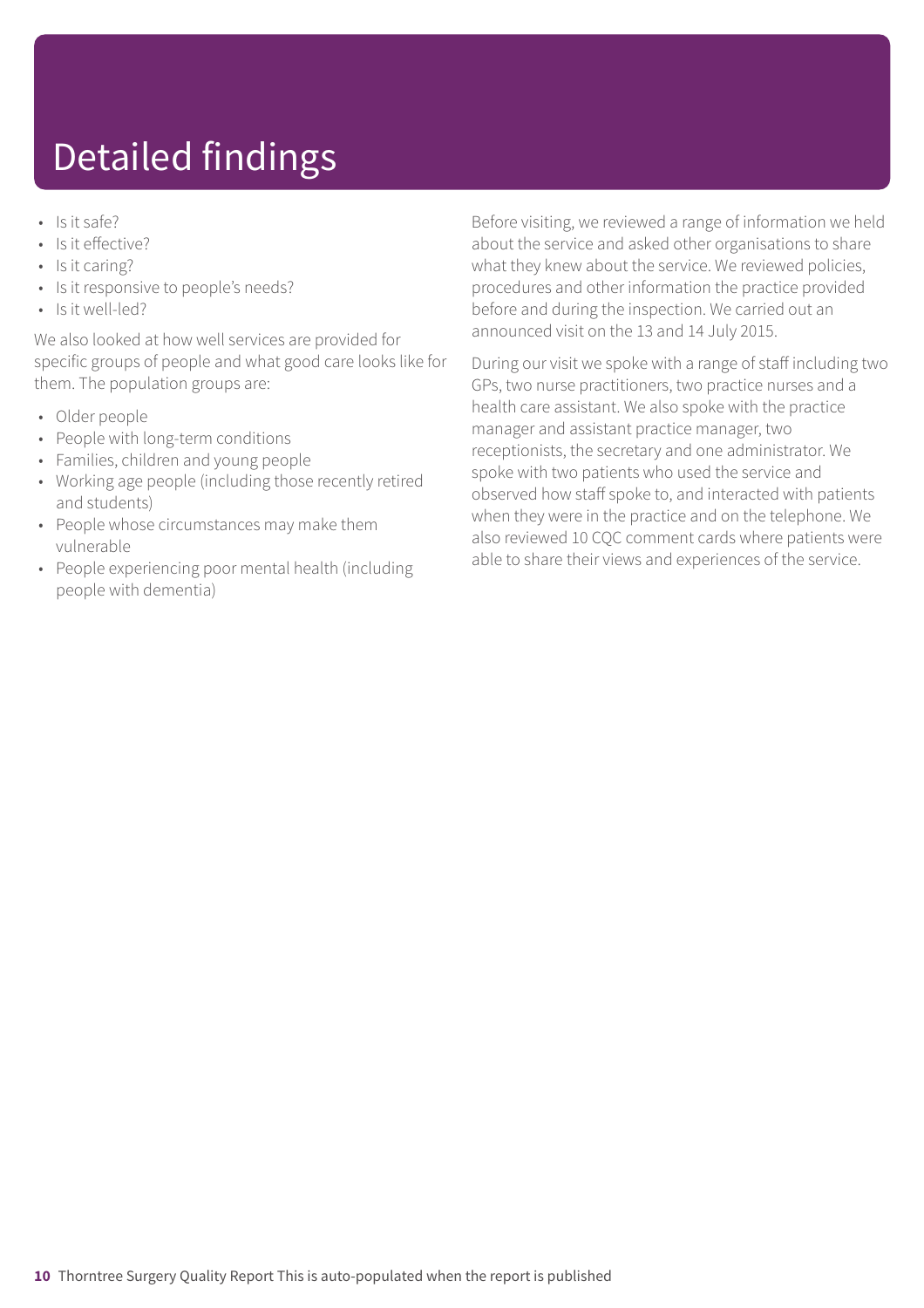# Detailed findings

- Is it safe?
- Is it effective?
- Is it caring?
- Is it responsive to people's needs?
- Is it well-led?

We also looked at how well services are provided for specific groups of people and what good care looks like for them. The population groups are:

- Older people
- People with long-term conditions
- Families, children and young people
- Working age people (including those recently retired and students)
- People whose circumstances may make them vulnerable
- People experiencing poor mental health (including people with dementia)

Before visiting, we reviewed a range of information we held about the service and asked other organisations to share what they knew about the service. We reviewed policies, procedures and other information the practice provided before and during the inspection. We carried out an announced visit on the 13 and 14 July 2015.

During our visit we spoke with a range of staff including two GPs, two nurse practitioners, two practice nurses and a health care assistant. We also spoke with the practice manager and assistant practice manager, two receptionists, the secretary and one administrator. We spoke with two patients who used the service and observed how staff spoke to, and interacted with patients when they were in the practice and on the telephone. We also reviewed 10 CQC comment cards where patients were able to share their views and experiences of the service.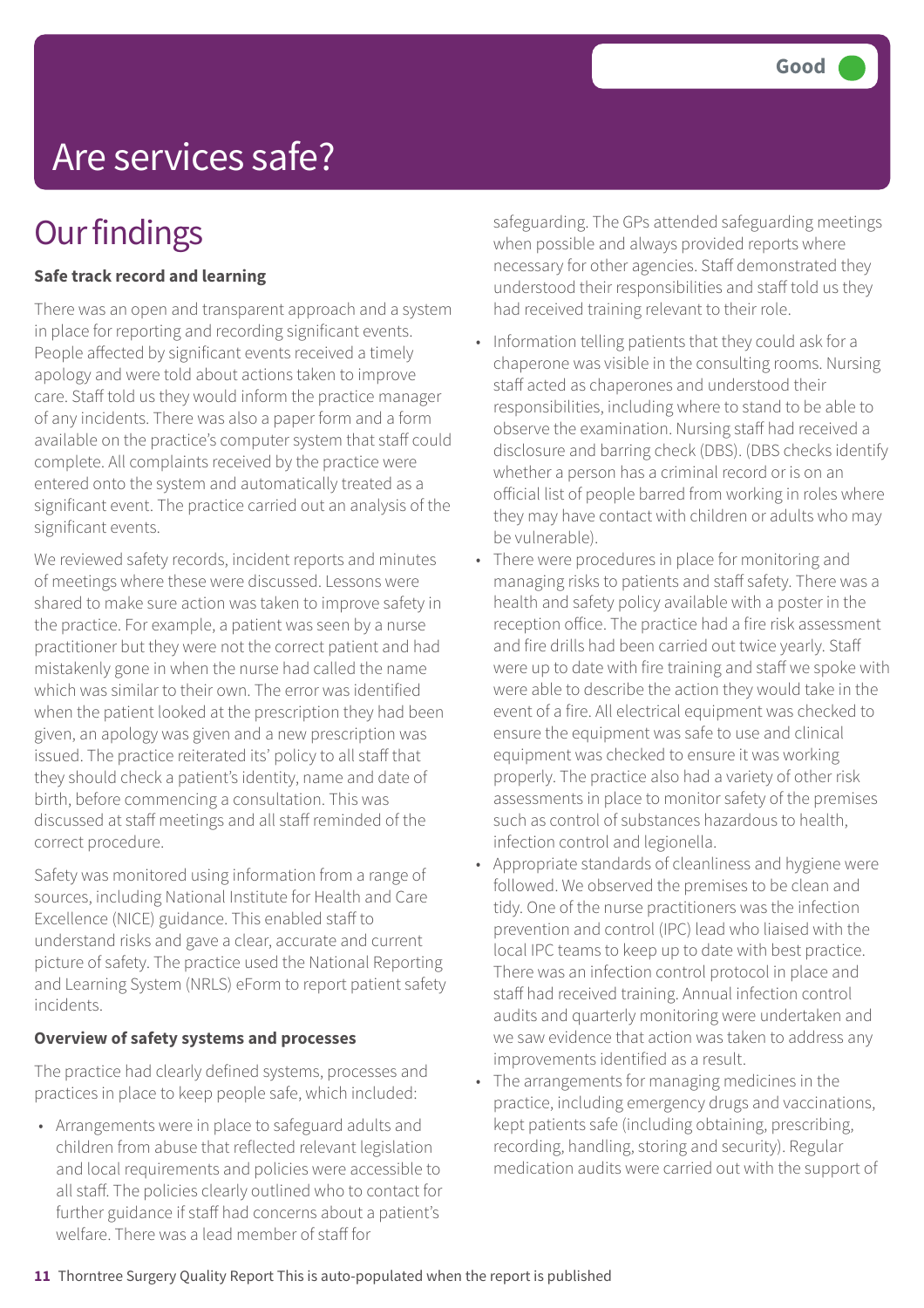Good

# Are services safe?

## Our findings

**Safe track record and learning**

There was an open and transparent approach and a system in place for reporting and recording significant events. People affected by significant events received a timely apology and were told about actions taken to improve care. Staff told us they would inform the practice manager of any incidents. There was also a paper form and a form available on the practice's computer system that staff could complete. All complaints received by the practice were entered onto the system and automatically treated as a significant event. The practice carried out an analysis of the significant events.

We reviewed safety records, incident reports and minutes of meetings where these were discussed. Lessons were shared to make sure action was taken to improve safety in the practice. For example, a patient was seen by a nurse practitioner but they were not the correct patient and had mistakenly gone in when the nurse had called the name which was similar to their own. The error was identified when the patient looked at the prescription they had been given, an apology was given and a new prescription was issued. The practice reiterated its' policy to all staff that they should check a patient's identity, name and date of birth, before commencing a consultation. This was discussed at staff meetings and all staff reminded of the correct procedure.

Safety was monitored using information from a range of sources, including National Institute for Health and Care Excellence (NICE) guidance. This enabled staff to understand risks and gave a clear, accurate and current picture of safety. The practice used the National Reporting and Learning System (NRLS) eForm to report patient safety incidents.

**Overview of safety systems and processes**

The practice had clearly defined systems, processes and practices in place to keep people safe, which included:

- Arrangements were in place to safeguard adults and children from abuse that reflected relevant legislation and local requirements and policies were accessible to all staff. The policies clearly outlined who to contact for further guidance if staff had concerns about a patient's welfare. There was a lead member of staff for safeguarding. The GPs attended safeguarding meetings when possible and always provided reports where necessary for other agencies. Staff demonstrated they understood their responsibilities and staff told us they had received training relevant to their role.
- Information telling patients that they could ask for a chaperone was visible in the consulting rooms. Nursing staff acted as chaperones and understood their responsibilities, including where to stand to be able to observe the examination. Nursing staff had received a disclosure and barring check (DBS). (DBS checks identify whether a person has a criminal record or is on an official list of people barred from working in roles where they may have contact with children or adults who may be vulnerable).
- There were procedures in place for monitoring and managing risks to patients and staff safety. There was a health and safety policy available with a poster in the reception office. The practice had a fire risk assessment and fire drills had been carried out twice yearly. Staff were up to date with fire training and staff we spoke with were able to describe the action they would take in the event of a fire. All electrical equipment was checked to ensure the equipment was safe to use and clinical equipment was checked to ensure it was working properly. The practice also had a variety of other risk assessments in place to monitor safety of the premises such as control of substances hazardous to health, infection control and legionella.
- Appropriate standards of cleanliness and hygiene were followed. We observed the premises to be clean and tidy. One of the nurse practitioners was the infection prevention and control (IPC) lead who liaised with the local IPC teams to keep up to date with best practice. There was an infection control protocol in place and staff had received training. Annual infection control audits and quarterly monitoring were undertaken and we saw evidence that action was taken to address any improvements identified as a result.
- The arrangements for managing medicines in the practice, including emergency drugs and vaccinations, kept patients safe (including obtaining, prescribing, recording, handling, storing and security). Regular medication audits were carried out with the support of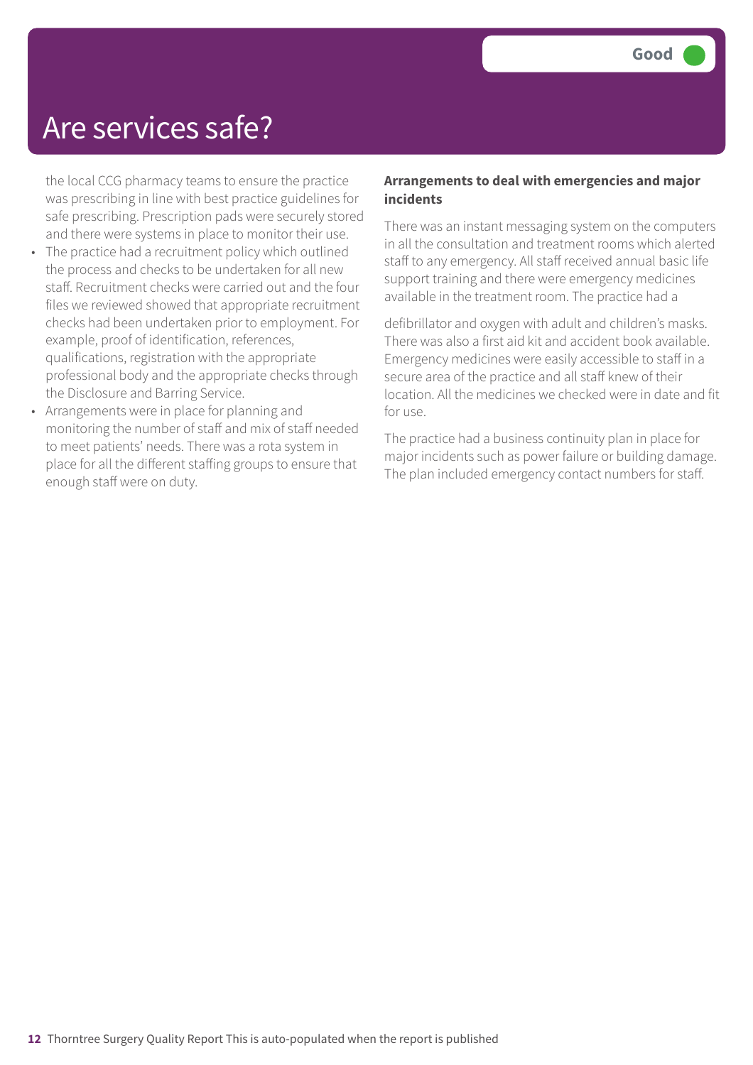# Are services safe?

**Good**

the local CCG pharmacy teams to ensure the practice was prescribing in line with best practice guidelines for safe prescribing. Prescription pads were securely stored and there were systems in place to monitor their use.

- The practice had a recruitment policy which outlined the process and checks to be undertaken for all new staff. Recruitment checks were carried out and the four files we reviewed showed that appropriate recruitment checks had been undertaken prior to employment. For example, proof of identification, references, qualifications, registration with the appropriate professional body and the appropriate checks through the Disclosure and Barring Service.
- Arrangements were in place for planning and monitoring the number of staff and mix of staff needed to meet patients' needs. There was a rota system in place for all the different staffing groups to ensure that enough staff were on duty.

**Arrangements to deal with emergencies and major incidents**

There was an instant messaging system on the computers in all the consultation and treatment rooms which alerted staff to any emergency. All staff received annual basic life support training and there were emergency medicines available in the treatment room. The practice had a defibrillator and oxygen with adult and children's masks. There was also a first aid kit and accident book available. Emergency medicines were easily accessible to staff in a secure area of the practice and all staff knew of their location. All the medicines we checked were in date and fit for use.

The practice had a business continuity plan in place for major incidents such as power failure or building damage. The plan included emergency contact numbers for staff.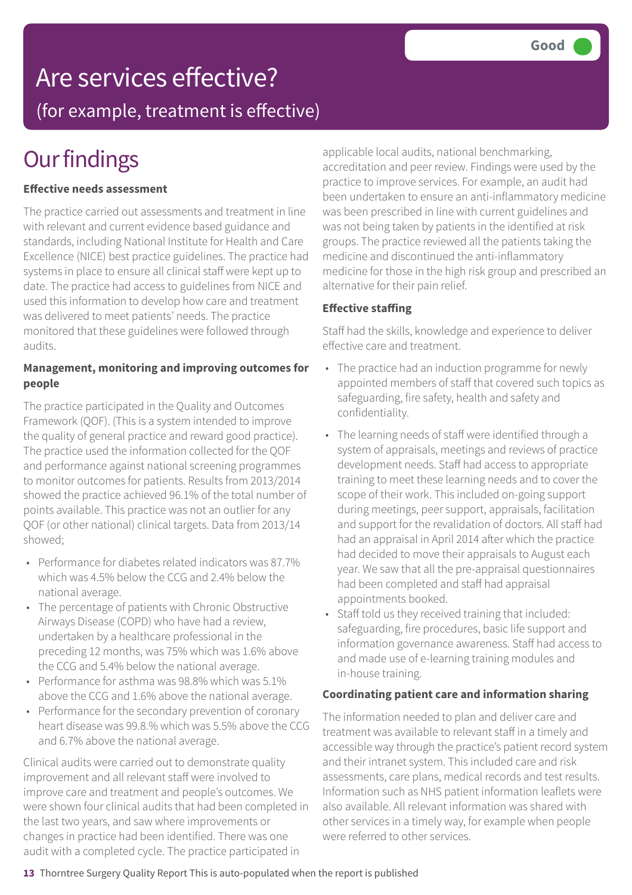# Are services effective?

## (for example, treatment is effective)

**Good**

# Our findings

### Effective needs assessment

The practice carried out assessments and treatment in line with relevant and current evidence based guidance and standards, including National Institute for Health and Care Excellence (NICE) best practice guidelines. The practice had systems in place to ensure all clinical staff were kept up to date. The practice had access to guidelines from NICE and used this information to develop how care and treatment was delivered to meet patients' needs. The practice monitored that these guidelines were followed through audits.

### Management, monitoring and improving outcomes for people

The practice participated in the Quality and Outcomes Framework (QOF). (This is a system intended to improve the quality of general practice and reward good practice). The practice used the information collected for the QOF and performance against national screening programmes to monitor outcomes for patients. Results from 2013/2014 showed the practice achieved 96.1% of the total number of points available. This practice was not an outlier for any QOF (or other national) clinical targets. Data from 2013/14 showed;

- Performance for diabetes related indicators was 87.7% which was 4.5% below the CCG and 2.4% below the national average.
- The percentage of patients with Chronic Obstructive Airways Disease (COPD) who have had a review, undertaken by a healthcare professional in the preceding 12 months, was 75% which was 1.6% above the CCG and 5.4% below the national average.
- Performance for asthma was 98.8% which was 5.1% above the CCG and 1.6% above the national average.
- Performance for the secondary prevention of coronary heart disease was 99.8.% which was 5.5% above the CCG and 6.7% above the national average.

Clinical audits were carried out to demonstrate quality improvement and all relevant staff were involved to improve care and treatment and people's outcomes. We were shown four clinical audits that had been completed in the last two years, and saw where improvements or changes in practice had been identified. There was one audit with a completed cycle. The practice participated in applicable local audits, national benchmarking, accreditation and peer review. Findings were used by the practice to improve services. For example, an audit had been undertaken to ensure an anti-inflammatory medicine was been prescribed in line with current guidelines and was not being taken by patients in the identified at risk groups. The practice reviewed all the patients taking the medicine and discontinued the anti-inflammatory medicine for those in the high risk group and prescribed an alternative for their pain relief.

### Effective staffing

Staff had the skills, knowledge and experience to deliver effective care and treatment.

- The practice had an induction programme for newly appointed members of staff that covered such topics as safeguarding, fire safety, health and safety and confidentiality.
- The learning needs of staff were identified through a system of appraisals, meetings and reviews of practice development needs. Staff had access to appropriate training to meet these learning needs and to cover the scope of their work. This included on-going support during meetings, peer support, appraisals, facilitation and support for the revalidation of doctors. All staff had had an appraisal in April 2014 after which the practice had decided to move their appraisals to August each year. We saw that all the pre-appraisal questionnaires had been completed and staff had appraisal appointments booked.
- Staff told us they received training that included: safeguarding, fire procedures, basic life support and information governance awareness. Staff had access to and made use of e-learning training modules and in-house training.

### Coordinating patient care and information sharing

The information needed to plan and deliver care and treatment was available to relevant staff in a timely and accessible way through the practice's patient record system and their intranet system. This included care and risk assessments, care plans, medical records and test results. Information such as NHS patient information leaflets were also available. All relevant information was shared with other services in a timely way, for example when people were referred to other services.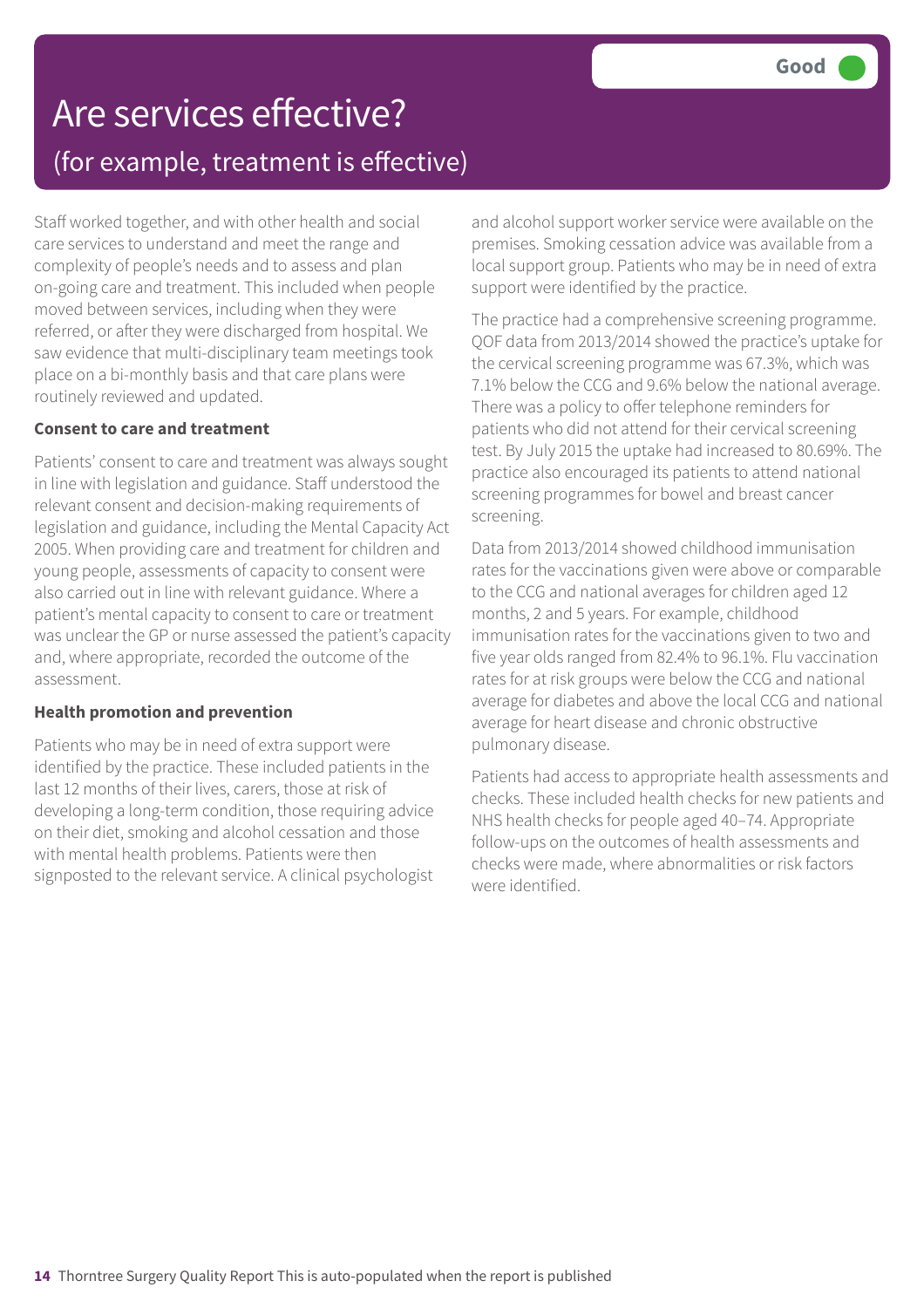# Are services effective?

## (for example, treatment is effective)

Good

Staff worked together, and with other health and social care services to understand and meet the range and complexity of people's needs and to assess and plan on-going care and treatment. This included when people moved between services, including when they were referred, or after they were discharged from hospital. We saw evidence that multi-disciplinary team meetings took place on a bi-monthly basis and that care plans were routinely reviewed and updated.

**Consent to care and treatment**

Patients' consent to care and treatment was always sought in line with legislation and guidance. Staff understood the relevant consent and decision-making requirements of legislation and guidance, including the Mental Capacity Act 2005. When providing care and treatment for children and young people, assessments of capacity to consent were also carried out in line with relevant guidance. Where a patient's mental capacity to consent to care or treatment was unclear the GP or nurse assessed the patient's capacity and, where appropriate, recorded the outcome of the assessment.

**Health promotion and prevention**

Patients who may be in need of extra support were identified by the practice. These included patients in the last 12 months of their lives, carers, those at risk of developing a long-term condition, those requiring advice on their diet, smoking and alcohol cessation and those with mental health problems. Patients were then signposted to the relevant service. A clinical psychologist and alcohol support worker service were available on the premises. Smoking cessation advice was available from a local support group. Patients who may be in need of extra support were identified by the practice.

The practice had a comprehensive screening programme. QOF data from 2013/2014 showed the practice's uptake for the cervical screening programme was 67.3%, which was 7.1% below the CCG and 9.6% below the national average. There was a policy to offer telephone reminders for patients who did not attend for their cervical screening test. By July 2015 the uptake had increased to 80.69%. The practice also encouraged its patients to attend national screening programmes for bowel and breast cancer screening.

Data from 2013/2014 showed childhood immunisation rates for the vaccinations given were above or comparable to the CCG and national averages for children aged 12 months, 2 and 5 years. For example, childhood immunisation rates for the vaccinations given to two and five year olds ranged from 82.4% to 96.1%. Flu vaccination rates for at risk groups were below the CCG and national average for diabetes and above the local CCG and national average for heart disease and chronic obstructive pulmonary disease.

Patients had access to appropriate health assessments and checks. These included health checks for new patients and NHS health checks for people aged 40–74. Appropriate follow-ups on the outcomes of health assessments and checks were made, where abnormalities or risk factors were identified.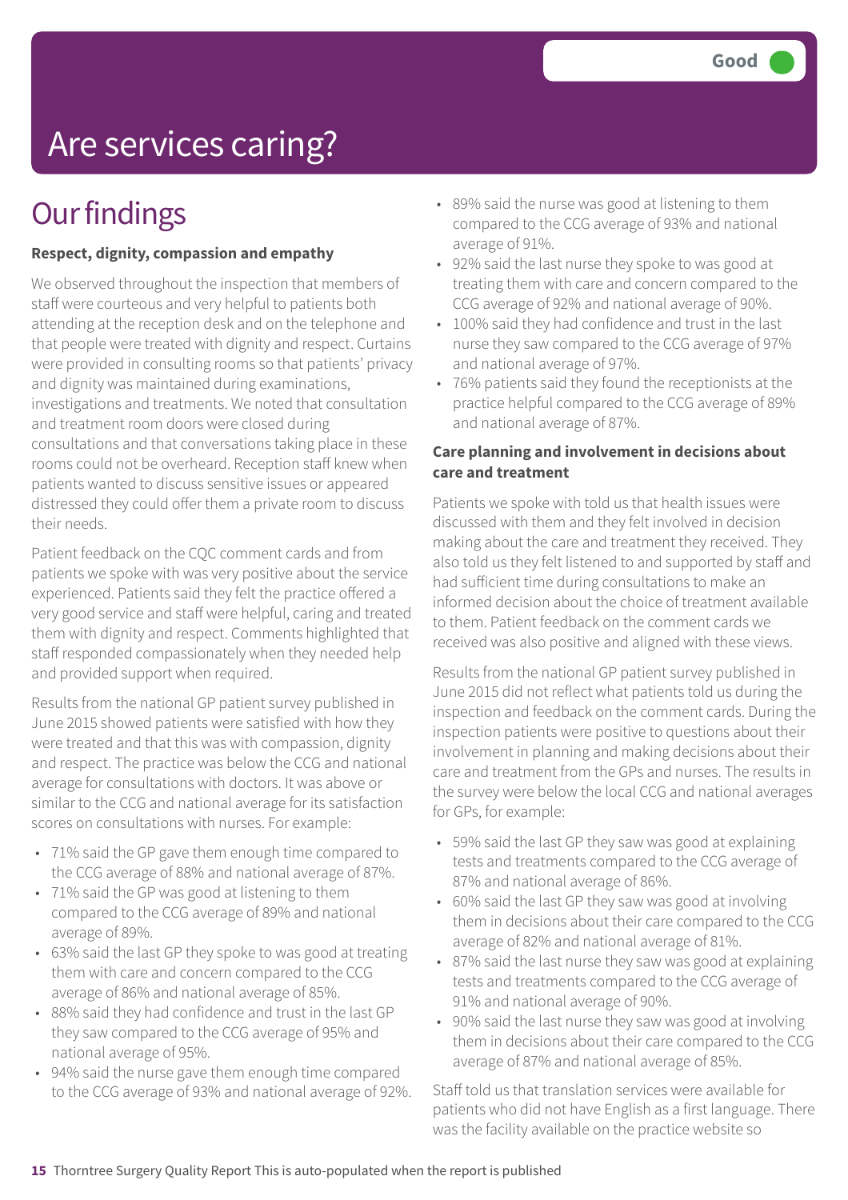Good

# Are services caring?

## Our findings

**Respect, dignity, compassion and empathy**

We observed throughout the inspection that members of staff were courteous and very helpful to patients both attending at the reception desk and on the telephone and that people were treated with dignity and respect. Curtains were provided in consulting rooms so that patients' privacy and dignity was maintained during examinations, investigations and treatments. We noted that consultation and treatment room doors were closed during consultations and that conversations taking place in these rooms could not be overheard. Reception staff knew when patients wanted to discuss sensitive issues or appeared distressed they could offer them a private room to discuss their needs.

Patient feedback on the CQC comment cards and from patients we spoke with was very positive about the service experienced. Patients said they felt the practice offered a very good service and staff were helpful, caring and treated them with dignity and respect. Comments highlighted that staff responded compassionately when they needed help and provided support when required.

Results from the national GP patient survey published in June 2015 showed patients were satisfied with how they were treated and that this was with compassion, dignity and respect. The practice was below the CCG and national average for consultations with doctors. It was above or similar to the CCG and national average for its satisfaction scores on consultations with nurses. For example:

- 71% said the GP gave them enough time compared to the CCG average of 88% and national average of 87%.
- 71% said the GP was good at listening to them compared to the CCG average of 89% and national average of 89%.
- 63% said the last GP they spoke to was good at treating them with care and concern compared to the CCG average of 86% and national average of 85%.
- 88% said they had confidence and trust in the last GP they saw compared to the CCG average of 95% and national average of 95%.
- 94% said the nurse gave them enough time compared to the CCG average of 93% and national average of 92%.
- 89% said the nurse was good at listening to them compared to the CCG average of 93% and national average of 91%.
- 92% said the last nurse they spoke to was good at treating them with care and concern compared to the CCG average of 92% and national average of 90%.
- 100% said they had confidence and trust in the last nurse they saw compared to the CCG average of 97% and national average of 97%.
- 76% patients said they found the receptionists at the practice helpful compared to the CCG average of 89% and national average of 87%.

**Care planning and involvement in decisions about care and treatment**

Patients we spoke with told us that health issues were discussed with them and they felt involved in decision making about the care and treatment they received. They also told us they felt listened to and supported by staff and had sufficient time during consultations to make an informed decision about the choice of treatment available to them. Patient feedback on the comment cards we received was also positive and aligned with these views.

Results from the national GP patient survey published in June 2015 did not reflect what patients told us during the inspection and feedback on the comment cards. During the inspection patients were positive to questions about their involvement in planning and making decisions about their care and treatment from the GPs and nurses. The results in the survey were below the local CCG and national averages for GPs, for example:

- 59% said the last GP they saw was good at explaining tests and treatments compared to the CCG average of 87% and national average of 86%.
- 60% said the last GP they saw was good at involving them in decisions about their care compared to the CCG average of 82% and national average of 81%.
- 87% said the last nurse they saw was good at explaining tests and treatments compared to the CCG average of 91% and national average of 90%.
- 90% said the last nurse they saw was good at involving them in decisions about their care compared to the CCG average of 87% and national average of 85%.

Staff told us that translation services were available for patients who did not have English as a first language. There was the facility available on the practice website so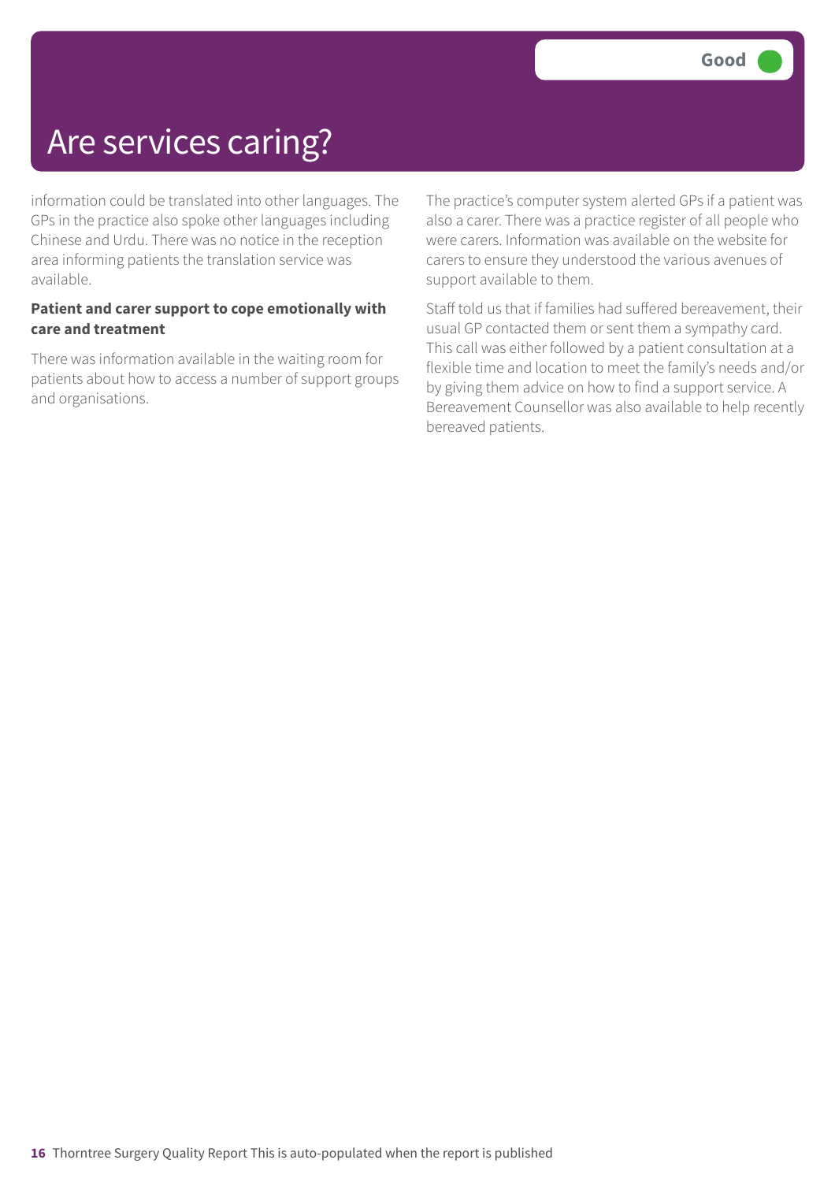# Are services caring?

Good

information could be translated into other languages. The GPs in the practice also spoke other languages including Chinese and Urdu. There was no notice in the reception area informing patients the translation service was available.

**Patient and carer support to cope emotionally with care and treatment**

There was information available in the waiting room for patients about how to access a number of support groups and organisations.

The practice's computer system alerted GPs if a patient was also a carer. There was a practice register of all people who were carers. Information was available on the website for carers to ensure they understood the various avenues of support available to them.

Staff told us that if families had suffered bereavement, their usual GP contacted them or sent them a sympathy card. This call was either followed by a patient consultation at a flexible time and location to meet the family's needs and/or by giving them advice on how to find a support service. A Bereavement Counsellor was also available to help recently bereaved patients.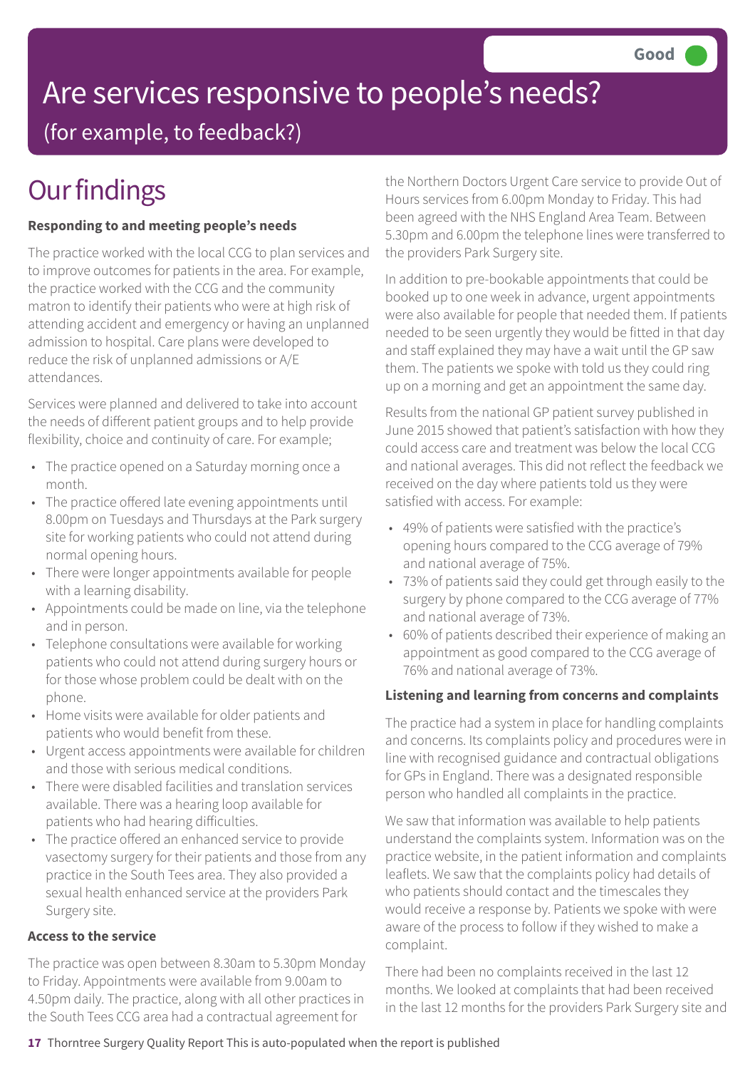Good

# Are services responsive to people's needs?

(for example, to feedback?)

## Our findings

**Responding to and meeting people's needs**

The practice worked with the local CCG to plan services and to improve outcomes for patients in the area. For example, the practice worked with the CCG and the community matron to identify their patients who were at high risk of attending accident and emergency or having an unplanned admission to hospital. Care plans were developed to reduce the risk of unplanned admissions or A/E attendances.

Services were planned and delivered to take into account the needs of different patient groups and to help provide flexibility, choice and continuity of care. For example;

- The practice opened on a Saturday morning once a month.
- The practice offered late evening appointments until 8.00pm on Tuesdays and Thursdays at the Park surgery site for working patients who could not attend during normal opening hours.
- There were longer appointments available for people with a learning disability.
- Appointments could be made on line, via the telephone and in person.
- Telephone consultations were available for working patients who could not attend during surgery hours or for those whose problem could be dealt with on the phone.
- Home visits were available for older patients and patients who would benefit from these.
- Urgent access appointments were available for children and those with serious medical conditions.
- There were disabled facilities and translation services available. There was a hearing loop available for patients who had hearing difficulties.
- The practice offered an enhanced service to provide vasectomy surgery for their patients and those from any practice in the South Tees area. They also provided a sexual health enhanced service at the providers Park Surgery site.

**Access to the service**

The practice was open between 8.30am to 5.30pm Monday to Friday. Appointments were available from 9.00am to 4.50pm daily. The practice, along with all other practices in the South Tees CCG area had a contractual agreement for the Northern Doctors Urgent Care service to provide Out of Hours services from 6.00pm Monday to Friday. This had been agreed with the NHS England Area Team. Between 5.30pm and 6.00pm the telephone lines were transferred to the providers Park Surgery site.

In addition to pre-bookable appointments that could be booked up to one week in advance, urgent appointments were also available for people that needed them. If patients needed to be seen urgently they would be fitted in that day and staff explained they may have a wait until the GP saw them. The patients we spoke with told us they could ring up on a morning and get an appointment the same day.

Results from the national GP patient survey published in June 2015 showed that patient's satisfaction with how they could access care and treatment was below the local CCG and national averages. This did not reflect the feedback we received on the day where patients told us they were satisfied with access. For example:

- 49% of patients were satisfied with the practice's opening hours compared to the CCG average of 79% and national average of 75%.
- 73% of patients said they could get through easily to the surgery by phone compared to the CCG average of 77% and national average of 73%.
- 60% of patients described their experience of making an appointment as good compared to the CCG average of 76% and national average of 73%.

**Listening and learning from concerns and complaints**

The practice had a system in place for handling complaints and concerns. Its complaints policy and procedures were in line with recognised guidance and contractual obligations for GPs in England. There was a designated responsible person who handled all complaints in the practice.

We saw that information was available to help patients understand the complaints system. Information was on the practice website, in the patient information and complaints leaflets. We saw that the complaints policy had details of who patients should contact and the timescales they would receive a response by. Patients we spoke with were aware of the process to follow if they wished to make a complaint.

There had been no complaints received in the last 12 months. We looked at complaints that had been received in the last 12 months for the providers Park Surgery site and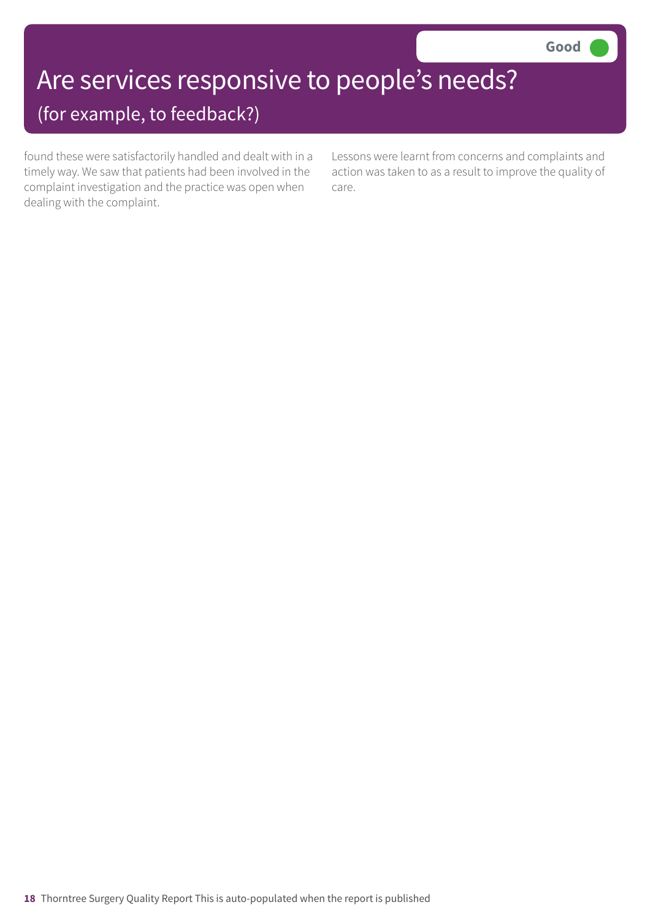# Are services responsive to people's needs?

## (for example, to feedback?)

**Good**

found these were satisfactorily handled and dealt with in a timely way. We saw that patients had been involved in the complaint investigation and the practice was open when dealing with the complaint.

Lessons were learnt from concerns and complaints and action was taken to as a result to improve the quality of care.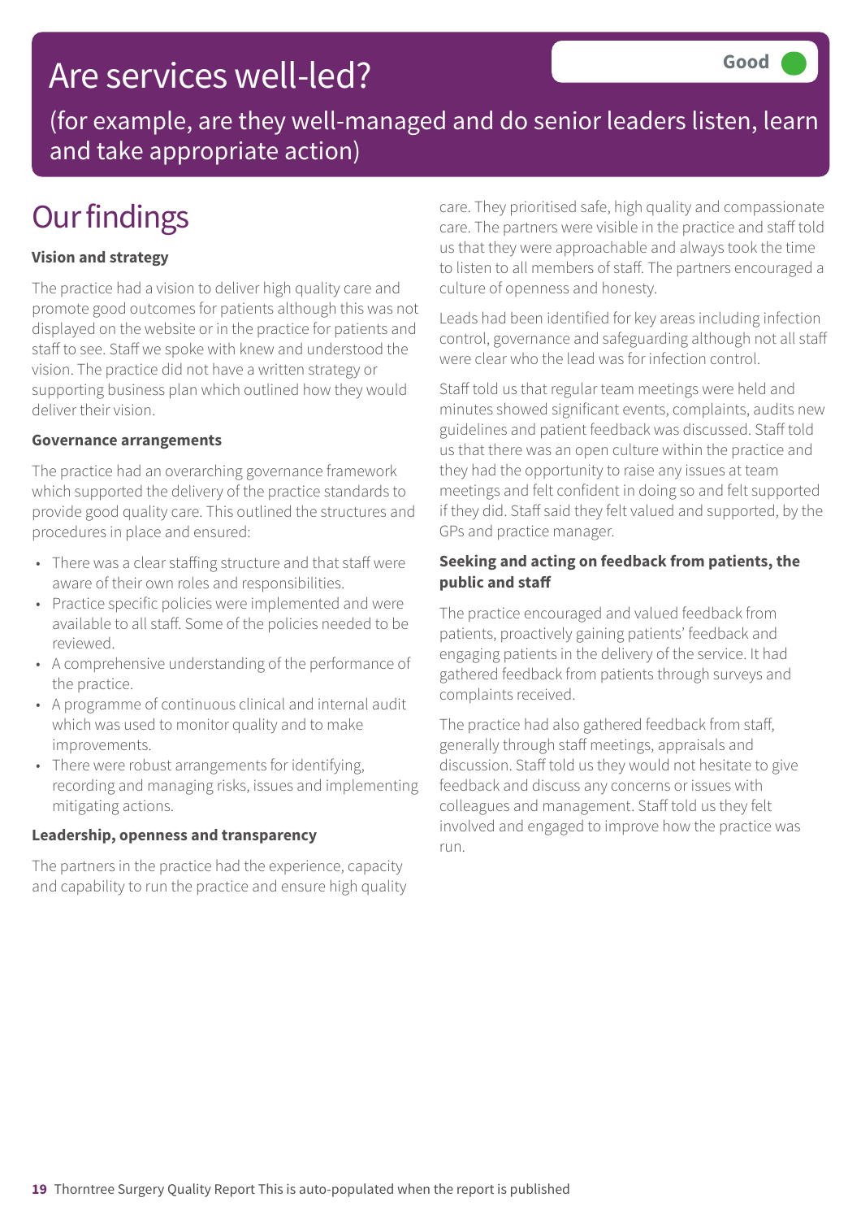# Are services well-led?

Good

(for example, are they well-managed and do senior leaders listen, learn and take appropriate action)

## Our findings

**Vision and strategy**

The practice had a vision to deliver high quality care and promote good outcomes for patients although this was not displayed on the website or in the practice for patients and staff to see. Staff we spoke with knew and understood the vision. The practice did not have a written strategy or supporting business plan which outlined how they would deliver their vision.

**Governance arrangements**

The practice had an overarching governance framework which supported the delivery of the practice standards to provide good quality care. This outlined the structures and procedures in place and ensured:

- There was a clear staffing structure and that staff were aware of their own roles and responsibilities.
- Practice specific policies were implemented and were available to all staff. Some of the policies needed to be reviewed.
- A comprehensive understanding of the performance of the practice.
- A programme of continuous clinical and internal audit which was used to monitor quality and to make improvements.
- There were robust arrangements for identifying, recording and managing risks, issues and implementing mitigating actions.

**Leadership, openness and transparency**

The partners in the practice had the experience, capacity and capability to run the practice and ensure high quality care. They prioritised safe, high quality and compassionate care. The partners were visible in the practice and staff told us that they were approachable and always took the time to listen to all members of staff. The partners encouraged a culture of openness and honesty.

Leads had been identified for key areas including infection control, governance and safeguarding although not all staff were clear who the lead was for infection control.

Staff told us that regular team meetings were held and minutes showed significant events, complaints, audits new guidelines and patient feedback was discussed. Staff told us that there was an open culture within the practice and they had the opportunity to raise any issues at team meetings and felt confident in doing so and felt supported if they did. Staff said they felt valued and supported, by the GPs and practice manager.

**Seeking and acting on feedback from patients, the public and staff**

The practice encouraged and valued feedback from patients, proactively gaining patients' feedback and engaging patients in the delivery of the service. It had gathered feedback from patients through surveys and complaints received.

The practice had also gathered feedback from staff, generally through staff meetings, appraisals and discussion. Staff told us they would not hesitate to give feedback and discuss any concerns or issues with colleagues and management. Staff told us they felt involved and engaged to improve how the practice was run.